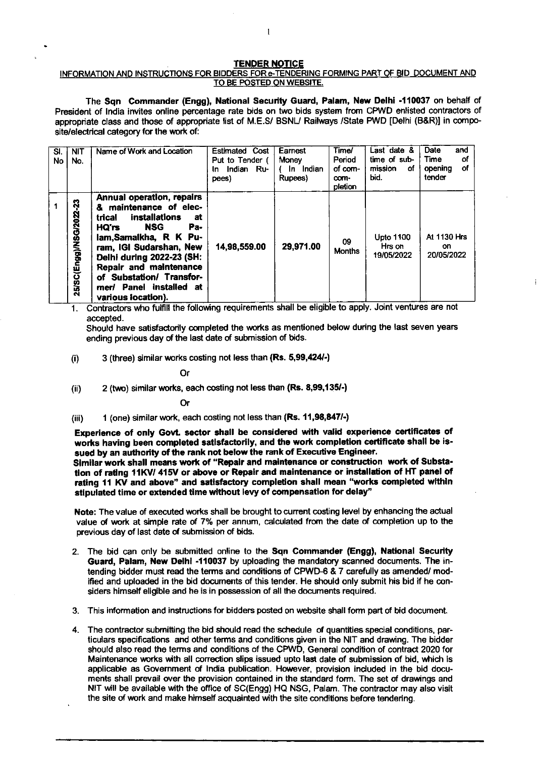## TENDER NOTICE

INFORMATION AND INSTRUCTIONS FOR BIDDERS FOR e-TENDERING FORMING PART OF BID DOCUMENT AND TO BE POSTED ON WEBSITE.

The **Sqn Commander (Engg), National Security Guard, Palam, New Delhi -110037** on behalf of President of India invites online percentage rate bids on two bids system from CPWD enlisted contractors of appropriate class and those of appropriate list of M.E.S/ BSNL/ Railways /State PWD [Delhi (B&R)] in composite/electrical category for the work of:

| Sl. No | NIT No. | Name of Work and Location | Estimated Cost Put to Tender ( In Indian Rupees) | Earnest Money ( In Indian Rupees) | Time/ Period of completion | Last date & time of submission of bid. | Date and Time of opening of tender |
|---|---|---|---|---|---|---|---|
| 1 | 25/SC(Engg)/NSG/2022-23 | **Annual operation, repairs & maintenance of electrical installations at HQ'rs NSG Palam,Samalkha, R K Puram, IGI Sudarshan, New Delhi during 2022-23 (SH: Repair and maintenance of Substation/ Transformer/ Panel installed at various location).** | **14,98,559.00** | **29,971.00** | 09 Months | **Upto 1100 Hrs on 19/05/2022** | **At 1130 Hrs on 20/05/2022** |

1. Contractors who fulfill the following requirements shall be eligible to apply. Joint ventures are not accepted.

   Should have satisfactorily completed the works as mentioned below during the last seven years ending previous day of the last date of submission of bids.

   (i) 3 (three) similar works costing not less than **(Rs. 5,99,424/-)**

   Or

   (ii) 2 (two) similar works, each costing not less than **(Rs. 8,99,135/-)**

   Or

   (iii) 1 (one) similar work, each costing not less than **(Rs. 11,98,847/-)**

   **Experience of only Govt. sector shall be considered with valid experience certificates of works having been completed satisfactorily, and the work completion certificate shall be issued by an authority of the rank not below the rank of Executive Engineer.**

   **Similar work shall means work of "Repair and maintenance or construction work of Substation of rating 11KV/ 415V or above or Repair and maintenance or installation of HT panel of rating 11 KV and above" and satisfactory completion shall mean "works completed within stipulated time or extended time without levy of compensation for delay"**

   **Note:** The value of executed works shall be brought to current costing level by enhancing the actual value of work at simple rate of 7% per annum, calculated from the date of completion up to the previous day of last date of submission of bids.

2. The bid can only be submitted online to the **Sqn Commander (Engg), National Security Guard, Palam, New Delhi -110037** by uploading the mandatory scanned documents. The intending bidder must read the terms and conditions of CPWD-6 & 7 carefully as amended/ modified and uploaded in the bid documents of this tender. He should only submit his bid if he considers himself eligible and he is in possession of all the documents required.

3. This information and instructions for bidders posted on website shall form part of bid document.

4. The contractor submitting the bid should read the schedule of quantities special conditions, particulars specifications and other terms and conditions given in the NIT and drawing. The bidder should also read the terms and conditions of the CPWD, General condition of contract 2020 for Maintenance works with all correction slips issued upto last date of submission of bid, which is applicable as Government of India publication. However, provision included in the bid documents shall prevail over the provision contained in the standard form. The set of drawings and NIT will be available with the office of SC(Engg) HQ NSG, Palam. The contractor may also visit the site of work and make himself acquainted with the site conditions before tendering.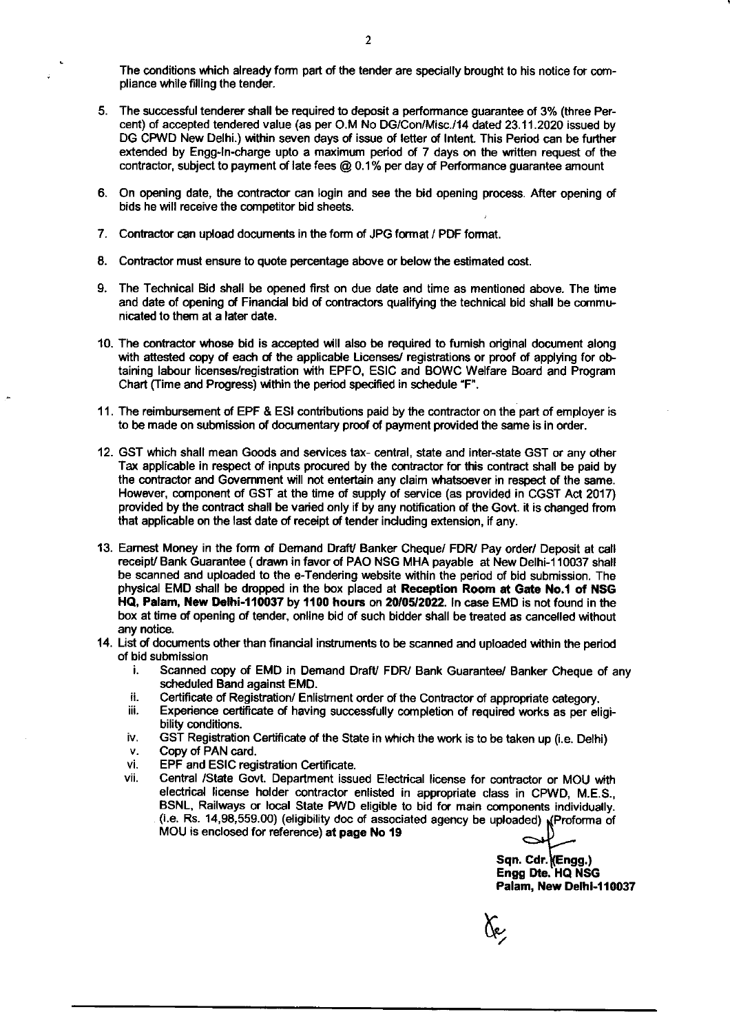The conditions which already form part of the tender are specially brought to his notice for compliance while filling the tender.

5. The successful tenderer shall be required to deposit a performance guarantee of 3% (three Percent) of accepted tendered value (as per O.M No DG/Con/Misc./14 dated 23.11.2020 issued by DG CPWD New Delhi.) within seven days of issue of letter of Intent. This Period can be further extended by Engg-In-charge upto a maximum period of 7 days on the written request of the contractor, subject to payment of late fees @ 0.1% per day of Performance guarantee amount

6. On opening date, the contractor can login and see the bid opening process. After opening of bids he will receive the competitor bid sheets.

7. Contractor can upload documents in the form of JPG format / PDF format.

8. Contractor must ensure to quote percentage above or below the estimated cost.

9. The Technical Bid shall be opened first on due date and time as mentioned above. The time and date of opening of Financial bid of contractors qualifying the technical bid shall be communicated to them at a later date.

10. The contractor whose bid is accepted will also be required to furnish original document along with attested copy of each of the applicable Licenses/ registrations or proof of applying for obtaining labour licenses/registration with EPFO, ESIC and BOWC Welfare Board and Program Chart (Time and Progress) within the period specified in schedule "F".

11. The reimbursement of EPF & ESI contributions paid by the contractor on the part of employer is to be made on submission of documentary proof of payment provided the same is in order.

12. GST which shall mean Goods and services tax- central, state and inter-state GST or any other Tax applicable in respect of inputs procured by the contractor for this contract shall be paid by the contractor and Government will not entertain any claim whatsoever in respect of the same. However, component of GST at the time of supply of service (as provided in CGST Act 2017) provided by the contract shall be varied only if by any notification of the Govt. it is changed from that applicable on the last date of receipt of tender including extension, if any.

13. Earnest Money in the form of Demand Draft/ Banker Cheque/ FDR/ Pay order/ Deposit at call receipt/ Bank Guarantee ( drawn in favor of PAO NSG MHA payable at New Delhi-110037 shall be scanned and uploaded to the e-Tendering website within the period of bid submission. The physical EMD shall be dropped in the box placed at **Reception Room at Gate No.1 of NSG HQ, Palam, New Delhi-110037** by **1100 hours** on **20/05/2022**. In case EMD is not found in the box at time of opening of tender, online bid of such bidder shall be treated as cancelled without any notice.

14. List of documents other than financial instruments to be scanned and uploaded within the period of bid submission
    i. Scanned copy of EMD in Demand Draft/ FDR/ Bank Guarantee/ Banker Cheque of any scheduled Band against EMD.
    ii. Certificate of Registration/ Enlistment order of the Contractor of appropriate category.
    iii. Experience certificate of having successfully completion of required works as per eligibility conditions.
    iv. GST Registration Certificate of the State in which the work is to be taken up (i.e. Delhi)
    v. Copy of PAN card.
    vi. EPF and ESIC registration Certificate.
    vii. Central /State Govt. Department issued Electrical license for contractor or MOU with electrical license holder contractor enlisted in appropriate class in CPWD, M.E.S., BSNL, Railways or local State PWD eligible to bid for main components individually. (i.e. Rs. 14,98,559.00) (eligibility doc of associated agency be uploaded) (Proforma of MOU is enclosed for reference) **at page No 19**

**Sqn. Cdr. (Engg.)**
**Engg Dte. HQ NSG**
**Palam, New Delhi-110037**